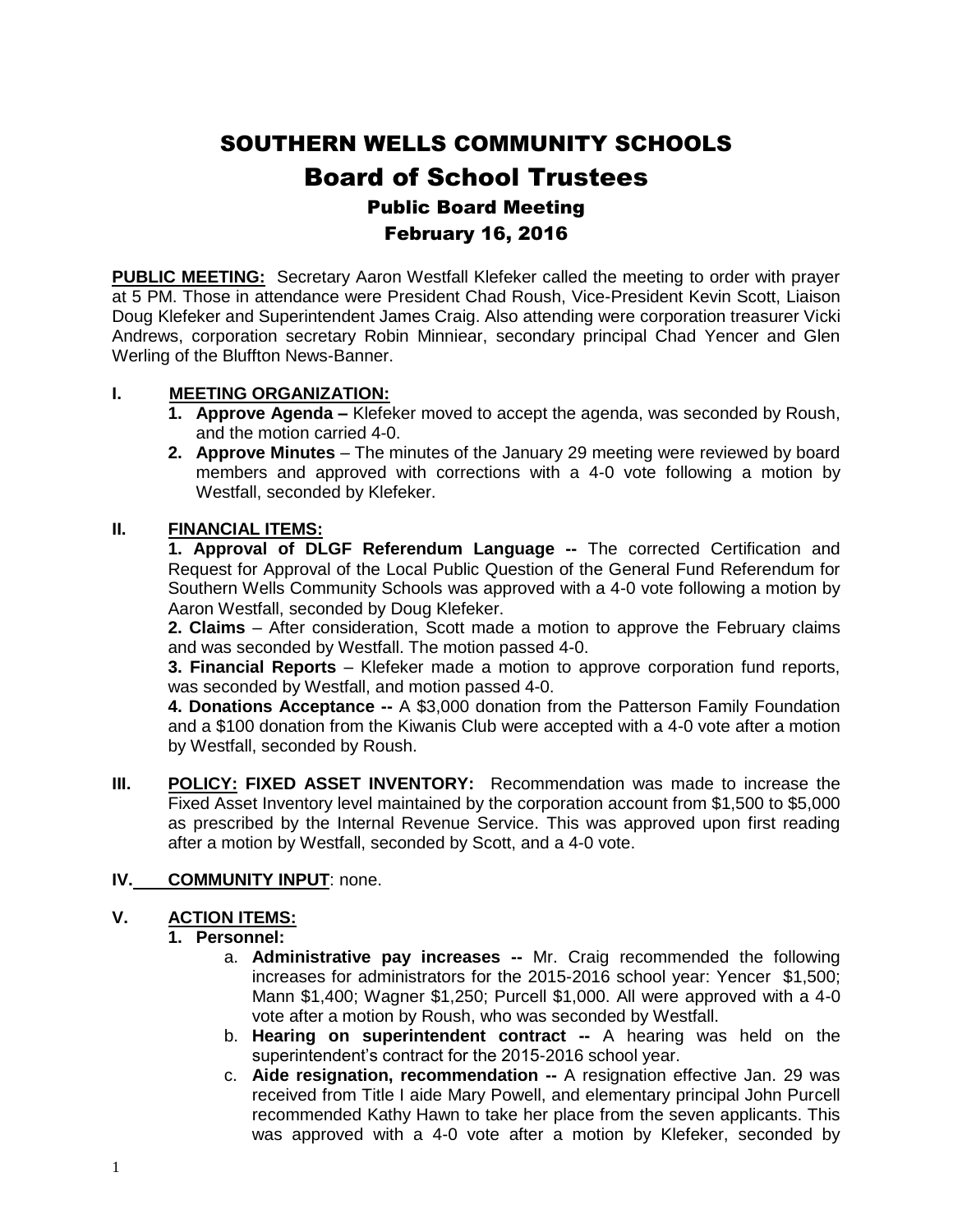# SOUTHERN WELLS COMMUNITY SCHOOLS

# Board of School Trustees

## Public Board Meeting

## February 16, 2016

**PUBLIC MEETING:** Secretary Aaron Westfall Klefeker called the meeting to order with prayer at 5 PM. Those in attendance were President Chad Roush, Vice-President Kevin Scott, Liaison Doug Klefeker and Superintendent James Craig. Also attending were corporation treasurer Vicki Andrews, corporation secretary Robin Minniear, secondary principal Chad Yencer and Glen Werling of the Bluffton News-Banner.

**I. MEETING ORGANIZATION:**

1. **Approve Agenda –** Klefeker moved to accept the agenda, was seconded by Roush, and the motion carried 4-0.
2. **Approve Minutes** – The minutes of the January 29 meeting were reviewed by board members and approved with corrections with a 4-0 vote following a motion by Westfall, seconded by Klefeker.

**II. FINANCIAL ITEMS:**

**1. Approval of DLGF Referendum Language --** The corrected Certification and Request for Approval of the Local Public Question of the General Fund Referendum for Southern Wells Community Schools was approved with a 4-0 vote following a motion by Aaron Westfall, seconded by Doug Klefeker.

**2. Claims** – After consideration, Scott made a motion to approve the February claims and was seconded by Westfall. The motion passed 4-0.

**3. Financial Reports** – Klefeker made a motion to approve corporation fund reports, was seconded by Westfall, and motion passed 4-0.

**4. Donations Acceptance --** A $3,000 donation from the Patterson Family Foundation and a $100 donation from the Kiwanis Club were accepted with a 4-0 vote after a motion by Westfall, seconded by Roush.

**III. POLICY: FIXED ASSET INVENTORY:** Recommendation was made to increase the Fixed Asset Inventory level maintained by the corporation account from $1,500 to $5,000 as prescribed by the Internal Revenue Service. This was approved upon first reading after a motion by Westfall, seconded by Scott, and a 4-0 vote.

**IV. COMMUNITY INPUT**: none.

**V. ACTION ITEMS:**

**1. Personnel:**

a. **Administrative pay increases --** Mr. Craig recommended the following increases for administrators for the 2015-2016 school year: Yencer $1,500; Mann $1,400; Wagner $1,250; Purcell $1,000. All were approved with a 4-0 vote after a motion by Roush, who was seconded by Westfall.

b. **Hearing on superintendent contract --** A hearing was held on the superintendent's contract for the 2015-2016 school year.

c. **Aide resignation, recommendation --** A resignation effective Jan. 29 was received from Title I aide Mary Powell, and elementary principal John Purcell recommended Kathy Hawn to take her place from the seven applicants. This was approved with a 4-0 vote after a motion by Klefeker, seconded by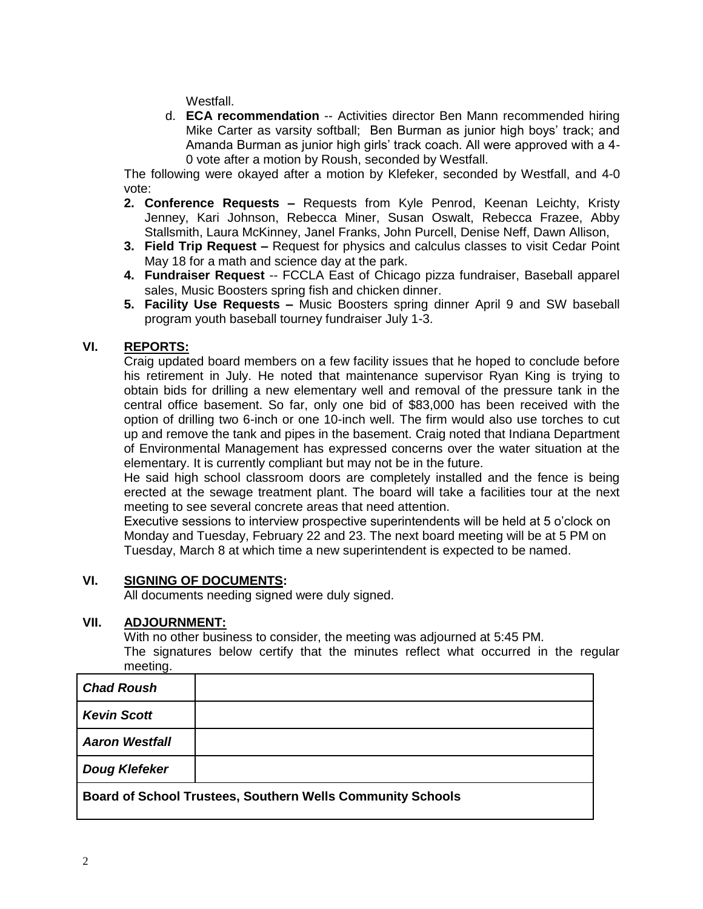Westfall.

d. **ECA recommendation** -- Activities director Ben Mann recommended hiring Mike Carter as varsity softball; Ben Burman as junior high boys' track; and Amanda Burman as junior high girls' track coach. All were approved with a 4-0 vote after a motion by Roush, seconded by Westfall.

The following were okayed after a motion by Klefeker, seconded by Westfall, and 4-0 vote:

2. **Conference Requests –** Requests from Kyle Penrod, Keenan Leichty, Kristy Jenney, Kari Johnson, Rebecca Miner, Susan Oswalt, Rebecca Frazee, Abby Stallsmith, Laura McKinney, Janel Franks, John Purcell, Denise Neff, Dawn Allison,
3. **Field Trip Request –** Request for physics and calculus classes to visit Cedar Point May 18 for a math and science day at the park.
4. **Fundraiser Request** -- FCCLA East of Chicago pizza fundraiser, Baseball apparel sales, Music Boosters spring fish and chicken dinner.
5. **Facility Use Requests –** Music Boosters spring dinner April 9 and SW baseball program youth baseball tourney fundraiser July 1-3.

## VI. REPORTS:

Craig updated board members on a few facility issues that he hoped to conclude before his retirement in July. He noted that maintenance supervisor Ryan King is trying to obtain bids for drilling a new elementary well and removal of the pressure tank in the central office basement. So far, only one bid of $83,000 has been received with the option of drilling two 6-inch or one 10-inch well. The firm would also use torches to cut up and remove the tank and pipes in the basement. Craig noted that Indiana Department of Environmental Management has expressed concerns over the water situation at the elementary. It is currently compliant but may not be in the future.

He said high school classroom doors are completely installed and the fence is being erected at the sewage treatment plant. The board will take a facilities tour at the next meeting to see several concrete areas that need attention.

Executive sessions to interview prospective superintendents will be held at 5 o'clock on Monday and Tuesday, February 22 and 23. The next board meeting will be at 5 PM on Tuesday, March 8 at which time a new superintendent is expected to be named.

## VI. SIGNING OF DOCUMENTS:

All documents needing signed were duly signed.

## VII. ADJOURNMENT:

With no other business to consider, the meeting was adjourned at 5:45 PM.

The signatures below certify that the minutes reflect what occurred in the regular meeting.

| | |
|---|---|
| ***Chad Roush*** | |
| ***Kevin Scott*** | |
| ***Aaron Westfall*** | |
| ***Doug Klefeker*** | |
| **Board of School Trustees, Southern Wells Community Schools** | |